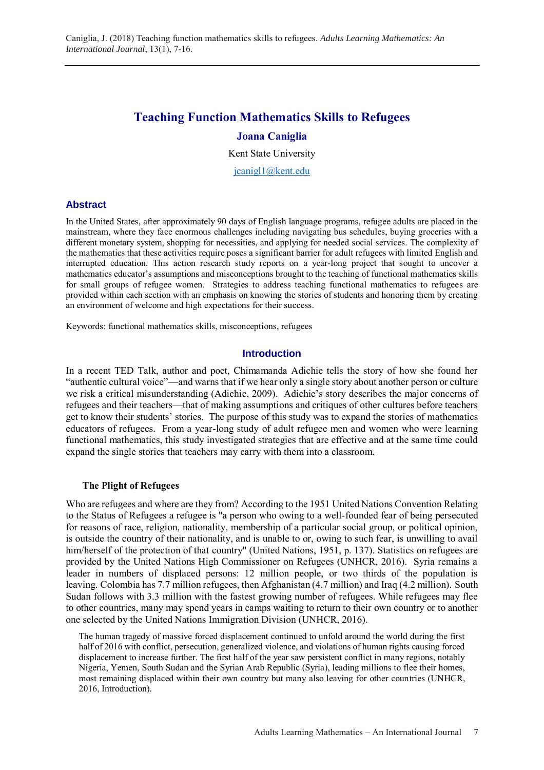# Teaching Function Mathematics Skills to Refugees

**Joana Caniglia**

Kent State University

jcanigl1@kent.edu

## Abstract

In the United States, after approximately 90 days of English language programs, refugee adults are placed in the mainstream, where they face enormous challenges including navigating bus schedules, buying groceries with a different monetary system, shopping for necessities, and applying for needed social services. The complexity of the mathematics that these activities require poses a significant barrier for adult refugees with limited English and interrupted education. This action research study reports on a year-long project that sought to uncover a mathematics educator's assumptions and misconceptions brought to the teaching of functional mathematics skills for small groups of refugee women. Strategies to address teaching functional mathematics to refugees are provided within each section with an emphasis on knowing the stories of students and honoring them by creating an environment of welcome and high expectations for their success.

Keywords: functional mathematics skills, misconceptions, refugees

## Introduction

In a recent TED Talk, author and poet, Chimamanda Adichie tells the story of how she found her "authentic cultural voice"—and warns that if we hear only a single story about another person or culture we risk a critical misunderstanding (Adichie, 2009). Adichie's story describes the major concerns of refugees and their teachers—that of making assumptions and critiques of other cultures before teachers get to know their students' stories. The purpose of this study was to expand the stories of mathematics educators of refugees. From a year-long study of adult refugee men and women who were learning functional mathematics, this study investigated strategies that are effective and at the same time could expand the single stories that teachers may carry with them into a classroom.

### The Plight of Refugees

Who are refugees and where are they from? According to the 1951 United Nations Convention Relating to the Status of Refugees a refugee is "a person who owing to a well-founded fear of being persecuted for reasons of race, religion, nationality, membership of a particular social group, or political opinion, is outside the country of their nationality, and is unable to or, owing to such fear, is unwilling to avail him/herself of the protection of that country" (United Nations, 1951, p. 137). Statistics on refugees are provided by the United Nations High Commissioner on Refugees (UNHCR, 2016). Syria remains a leader in numbers of displaced persons: 12 million people, or two thirds of the population is leaving. Colombia has 7.7 million refugees, then Afghanistan (4.7 million) and Iraq (4.2 million). South Sudan follows with 3.3 million with the fastest growing number of refugees. While refugees may flee to other countries, many may spend years in camps waiting to return to their own country or to another one selected by the United Nations Immigration Division (UNHCR, 2016).

> The human tragedy of massive forced displacement continued to unfold around the world during the first half of 2016 with conflict, persecution, generalized violence, and violations of human rights causing forced displacement to increase further. The first half of the year saw persistent conflict in many regions, notably Nigeria, Yemen, South Sudan and the Syrian Arab Republic (Syria), leading millions to flee their homes, most remaining displaced within their own country but many also leaving for other countries (UNHCR, 2016, Introduction).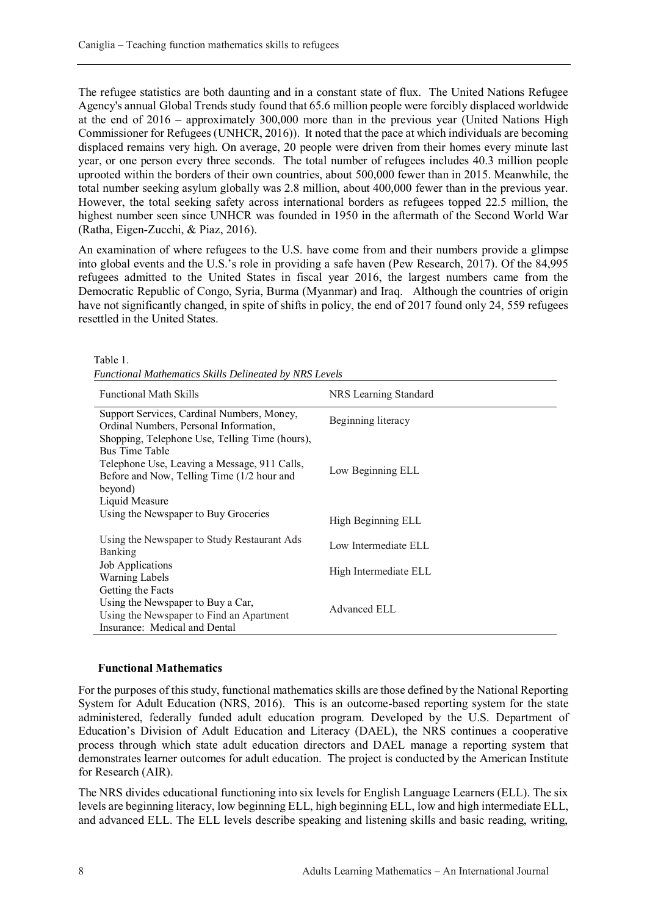The refugee statistics are both daunting and in a constant state of flux. The United Nations Refugee Agency's annual Global Trends study found that 65.6 million people were forcibly displaced worldwide at the end of 2016 – approximately 300,000 more than in the previous year (United Nations High Commissioner for Refugees (UNHCR, 2016)). It noted that the pace at which individuals are becoming displaced remains very high. On average, 20 people were driven from their homes every minute last year, or one person every three seconds. The total number of refugees includes 40.3 million people uprooted within the borders of their own countries, about 500,000 fewer than in 2015. Meanwhile, the total number seeking asylum globally was 2.8 million, about 400,000 fewer than in the previous year. However, the total seeking safety across international borders as refugees topped 22.5 million, the highest number seen since UNHCR was founded in 1950 in the aftermath of the Second World War (Ratha, Eigen-Zucchi, & Piaz, 2016).

An examination of where refugees to the U.S. have come from and their numbers provide a glimpse into global events and the U.S.'s role in providing a safe haven (Pew Research, 2017). Of the 84,995 refugees admitted to the United States in fiscal year 2016, the largest numbers came from the Democratic Republic of Congo, Syria, Burma (Myanmar) and Iraq. Although the countries of origin have not significantly changed, in spite of shifts in policy, the end of 2017 found only 24, 559 refugees resettled in the United States.

Table 1.
*Functional Mathematics Skills Delineated by NRS Levels*

| Functional Math Skills | NRS Learning Standard |
|---|---|
| Support Services, Cardinal Numbers, Money, Ordinal Numbers, Personal Information, | Beginning literacy |
| Shopping, Telephone Use, Telling Time (hours), Bus Time Table<br>Telephone Use, Leaving a Message, 911 Calls, Before and Now, Telling Time (1/2 hour and beyond)<br>Liquid Measure | Low Beginning ELL |
| Using the Newspaper to Buy Groceries | High Beginning ELL |
| Using the Newspaper to Study Restaurant Ads<br>Banking | Low Intermediate ELL |
| Job Applications<br>Warning Labels | High Intermediate ELL |
| Getting the Facts<br>Using the Newspaper to Buy a Car,<br>Using the Newspaper to Find an Apartment<br>Insurance: Medical and Dental | Advanced ELL |

## Functional Mathematics

For the purposes of this study, functional mathematics skills are those defined by the National Reporting System for Adult Education (NRS, 2016). This is an outcome-based reporting system for the state administered, federally funded adult education program. Developed by the U.S. Department of Education's Division of Adult Education and Literacy (DAEL), the NRS continues a cooperative process through which state adult education directors and DAEL manage a reporting system that demonstrates learner outcomes for adult education. The project is conducted by the American Institute for Research (AIR).

The NRS divides educational functioning into six levels for English Language Learners (ELL). The six levels are beginning literacy, low beginning ELL, high beginning ELL, low and high intermediate ELL, and advanced ELL. The ELL levels describe speaking and listening skills and basic reading, writing,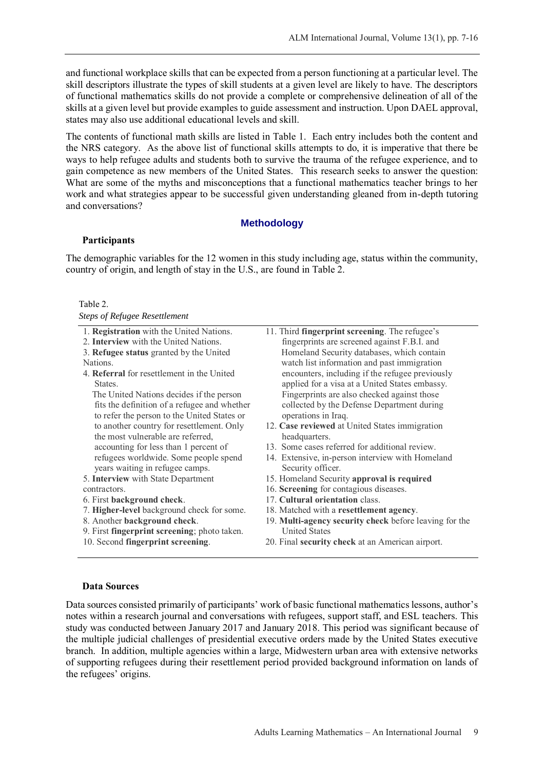and functional workplace skills that can be expected from a person functioning at a particular level. The skill descriptors illustrate the types of skill students at a given level are likely to have. The descriptors of functional mathematics skills do not provide a complete or comprehensive delineation of all of the skills at a given level but provide examples to guide assessment and instruction. Upon DAEL approval, states may also use additional educational levels and skill.

The contents of functional math skills are listed in Table 1. Each entry includes both the content and the NRS category. As the above list of functional skills attempts to do, it is imperative that there be ways to help refugee adults and students both to survive the trauma of the refugee experience, and to gain competence as new members of the United States. This research seeks to answer the question: What are some of the myths and misconceptions that a functional mathematics teacher brings to her work and what strategies appear to be successful given understanding gleaned from in-depth tutoring and conversations?

## Methodology

### Participants

The demographic variables for the 12 women in this study including age, status within the community, country of origin, and length of stay in the U.S., are found in Table 2.

Table 2.
*Steps of Refugee Resettlement*

1. **Registration** with the United Nations.
2. **Interview** with the United Nations.
3. **Refugee status** granted by the United Nations.
4. **Referral** for resettlement in the United States.
   The United Nations decides if the person fits the definition of a refugee and whether to refer the person to the United States or to another country for resettlement. Only the most vulnerable are referred, accounting for less than 1 percent of refugees worldwide. Some people spend years waiting in refugee camps.
5. **Interview** with State Department contractors.
6. First **background check**.
7. **Higher-level** background check for some.
8. Another **background check**.
9. First **fingerprint screening**; photo taken.
10. Second **fingerprint screening**.
11. Third **fingerprint screening**. The refugee's fingerprints are screened against F.B.I. and Homeland Security databases, which contain watch list information and past immigration encounters, including if the refugee previously applied for a visa at a United States embassy. Fingerprints are also checked against those collected by the Defense Department during operations in Iraq.
12. **Case reviewed** at United States immigration headquarters.
13. Some cases referred for additional review.
14. Extensive, in-person interview with Homeland Security officer.
15. Homeland Security **approval is required**
16. **Screening** for contagious diseases.
17. **Cultural orientation** class.
18. Matched with a **resettlement agency**.
19. **Multi-agency security check** before leaving for the United States
20. Final **security check** at an American airport.

### Data Sources

Data sources consisted primarily of participants' work of basic functional mathematics lessons, author's notes within a research journal and conversations with refugees, support staff, and ESL teachers. This study was conducted between January 2017 and January 2018. This period was significant because of the multiple judicial challenges of presidential executive orders made by the United States executive branch. In addition, multiple agencies within a large, Midwestern urban area with extensive networks of supporting refugees during their resettlement period provided background information on lands of the refugees' origins.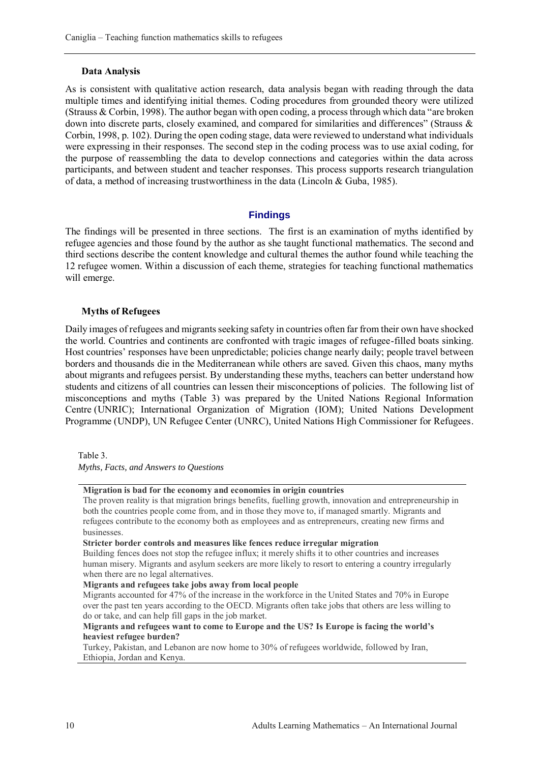### Data Analysis

As is consistent with qualitative action research, data analysis began with reading through the data multiple times and identifying initial themes. Coding procedures from grounded theory were utilized (Strauss & Corbin, 1998). The author began with open coding, a process through which data "are broken down into discrete parts, closely examined, and compared for similarities and differences" (Strauss & Corbin, 1998, p. 102). During the open coding stage, data were reviewed to understand what individuals were expressing in their responses. The second step in the coding process was to use axial coding, for the purpose of reassembling the data to develop connections and categories within the data across participants, and between student and teacher responses. This process supports research triangulation of data, a method of increasing trustworthiness in the data (Lincoln & Guba, 1985).

## Findings

The findings will be presented in three sections. The first is an examination of myths identified by refugee agencies and those found by the author as she taught functional mathematics. The second and third sections describe the content knowledge and cultural themes the author found while teaching the 12 refugee women. Within a discussion of each theme, strategies for teaching functional mathematics will emerge.

### Myths of Refugees

Daily images of refugees and migrants seeking safety in countries often far from their own have shocked the world. Countries and continents are confronted with tragic images of refugee-filled boats sinking. Host countries' responses have been unpredictable; policies change nearly daily; people travel between borders and thousands die in the Mediterranean while others are saved. Given this chaos, many myths about migrants and refugees persist. By understanding these myths, teachers can better understand how students and citizens of all countries can lessen their misconceptions of policies. The following list of misconceptions and myths (Table 3) was prepared by the United Nations Regional Information Centre (UNRIC); International Organization of Migration (IOM); United Nations Development Programme (UNDP), UN Refugee Center (UNRC), United Nations High Commissioner for Refugees.

Table 3.
*Myths, Facts, and Answers to Questions*

| |
|---|
| **Migration is bad for the economy and economies in origin countries** |
| The proven reality is that migration brings benefits, fuelling growth, innovation and entrepreneurship in both the countries people come from, and in those they move to, if managed smartly. Migrants and refugees contribute to the economy both as employees and as entrepreneurs, creating new firms and businesses. |
| **Stricter border controls and measures like fences reduce irregular migration** |
| Building fences does not stop the refugee influx; it merely shifts it to other countries and increases human misery. Migrants and asylum seekers are more likely to resort to entering a country irregularly when there are no legal alternatives. |
| **Migrants and refugees take jobs away from local people** |
| Migrants accounted for 47% of the increase in the workforce in the United States and 70% in Europe over the past ten years according to the OECD. Migrants often take jobs that others are less willing to do or take, and can help fill gaps in the job market. |
| **Migrants and refugees want to come to Europe and the US? Is Europe is facing the world's heaviest refugee burden?** |
| Turkey, Pakistan, and Lebanon are now home to 30% of refugees worldwide, followed by Iran, Ethiopia, Jordan and Kenya. |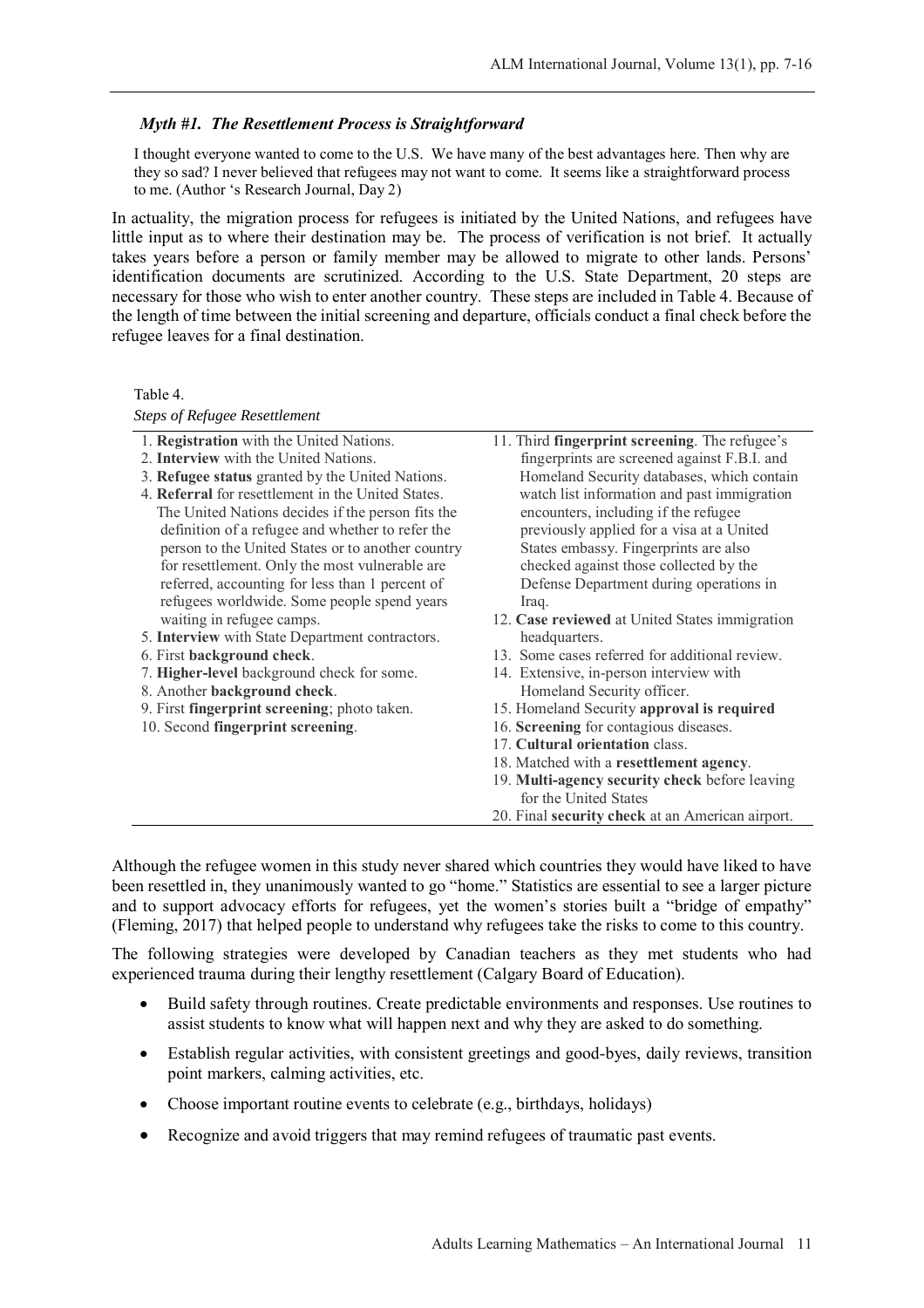### *Myth #1. The Resettlement Process is Straightforward*

> I thought everyone wanted to come to the U.S. We have many of the best advantages here. Then why are they so sad? I never believed that refugees may not want to come. It seems like a straightforward process to me. (Author 's Research Journal, Day 2)

In actuality, the migration process for refugees is initiated by the United Nations, and refugees have little input as to where their destination may be. The process of verification is not brief. It actually takes years before a person or family member may be allowed to migrate to other lands. Persons' identification documents are scrutinized. According to the U.S. State Department, 20 steps are necessary for those who wish to enter another country. These steps are included in Table 4. Because of the length of time between the initial screening and departure, officials conduct a final check before the refugee leaves for a final destination.

Table 4.
*Steps of Refugee Resettlement*

| | |
|---|---|
| 1. **Registration** with the United Nations. | 11. Third **fingerprint screening**. The refugee's fingerprints are screened against F.B.I. and Homeland Security databases, which contain watch list information and past immigration encounters, including if the refugee previously applied for a visa at a United States embassy. Fingerprints are also checked against those collected by the Defense Department during operations in Iraq. |
| 2. **Interview** with the United Nations. | 12. **Case reviewed** at United States immigration headquarters. |
| 3. **Refugee status** granted by the United Nations. | 13. Some cases referred for additional review. |
| 4. **Referral** for resettlement in the United States. The United Nations decides if the person fits the definition of a refugee and whether to refer the person to the United States or to another country for resettlement. Only the most vulnerable are referred, accounting for less than 1 percent of refugees worldwide. Some people spend years waiting in refugee camps. | 14. Extensive, in-person interview with Homeland Security officer. |
| 5. **Interview** with State Department contractors. | 15. Homeland Security **approval is required** |
| 6. First **background check**. | 16. **Screening** for contagious diseases. |
| 7. **Higher-level** background check for some. | 17. **Cultural orientation** class. |
| 8. Another **background check**. | 18. Matched with a **resettlement agency**. |
| 9. First **fingerprint screening**; photo taken. | 19. **Multi-agency security check** before leaving for the United States |
| 10. Second **fingerprint screening**. | 20. Final **security check** at an American airport. |

Although the refugee women in this study never shared which countries they would have liked to have been resettled in, they unanimously wanted to go "home." Statistics are essential to see a larger picture and to support advocacy efforts for refugees, yet the women's stories built a "bridge of empathy" (Fleming, 2017) that helped people to understand why refugees take the risks to come to this country.

The following strategies were developed by Canadian teachers as they met students who had experienced trauma during their lengthy resettlement (Calgary Board of Education).

- Build safety through routines. Create predictable environments and responses. Use routines to assist students to know what will happen next and why they are asked to do something.
- Establish regular activities, with consistent greetings and good-byes, daily reviews, transition point markers, calming activities, etc.
- Choose important routine events to celebrate (e.g., birthdays, holidays)
- Recognize and avoid triggers that may remind refugees of traumatic past events.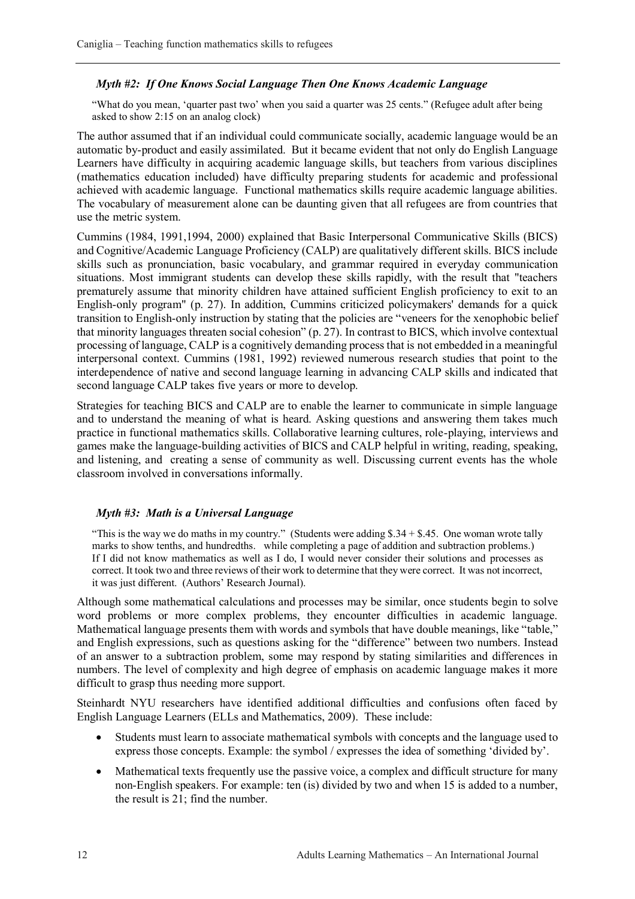### *Myth #2: If One Knows Social Language Then One Knows Academic Language*

> "What do you mean, 'quarter past two' when you said a quarter was 25 cents." (Refugee adult after being asked to show 2:15 on an analog clock)

The author assumed that if an individual could communicate socially, academic language would be an automatic by-product and easily assimilated. But it became evident that not only do English Language Learners have difficulty in acquiring academic language skills, but teachers from various disciplines (mathematics education included) have difficulty preparing students for academic and professional achieved with academic language. Functional mathematics skills require academic language abilities. The vocabulary of measurement alone can be daunting given that all refugees are from countries that use the metric system.

Cummins (1984, 1991,1994, 2000) explained that Basic Interpersonal Communicative Skills (BICS) and Cognitive/Academic Language Proficiency (CALP) are qualitatively different skills. BICS include skills such as pronunciation, basic vocabulary, and grammar required in everyday communication situations. Most immigrant students can develop these skills rapidly, with the result that "teachers prematurely assume that minority children have attained sufficient English proficiency to exit to an English-only program" (p. 27). In addition, Cummins criticized policymakers' demands for a quick transition to English-only instruction by stating that the policies are "veneers for the xenophobic belief that minority languages threaten social cohesion" (p. 27). In contrast to BICS, which involve contextual processing of language, CALP is a cognitively demanding process that is not embedded in a meaningful interpersonal context. Cummins (1981, 1992) reviewed numerous research studies that point to the interdependence of native and second language learning in advancing CALP skills and indicated that second language CALP takes five years or more to develop.

Strategies for teaching BICS and CALP are to enable the learner to communicate in simple language and to understand the meaning of what is heard. Asking questions and answering them takes much practice in functional mathematics skills. Collaborative learning cultures, role-playing, interviews and games make the language-building activities of BICS and CALP helpful in writing, reading, speaking, and listening, and creating a sense of community as well. Discussing current events has the whole classroom involved in conversations informally.

### *Myth #3: Math is a Universal Language*

> "This is the way we do maths in my country." (Students were adding \$.34 + \$.45. One woman wrote tally marks to show tenths, and hundredths. while completing a page of addition and subtraction problems.) If I did not know mathematics as well as I do, I would never consider their solutions and processes as correct. It took two and three reviews of their work to determine that they were correct. It was not incorrect, it was just different. (Authors' Research Journal).

Although some mathematical calculations and processes may be similar, once students begin to solve word problems or more complex problems, they encounter difficulties in academic language. Mathematical language presents them with words and symbols that have double meanings, like "table," and English expressions, such as questions asking for the "difference" between two numbers. Instead of an answer to a subtraction problem, some may respond by stating similarities and differences in numbers. The level of complexity and high degree of emphasis on academic language makes it more difficult to grasp thus needing more support.

Steinhardt NYU researchers have identified additional difficulties and confusions often faced by English Language Learners (ELLs and Mathematics, 2009). These include:

- Students must learn to associate mathematical symbols with concepts and the language used to express those concepts. Example: the symbol / expresses the idea of something 'divided by'.
- Mathematical texts frequently use the passive voice, a complex and difficult structure for many non-English speakers. For example: ten (is) divided by two and when 15 is added to a number, the result is 21; find the number.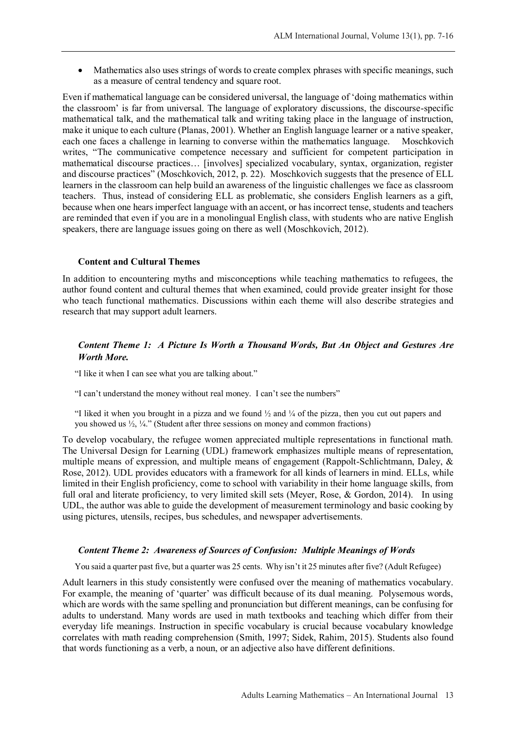- Mathematics also uses strings of words to create complex phrases with specific meanings, such as a measure of central tendency and square root.

Even if mathematical language can be considered universal, the language of 'doing mathematics within the classroom' is far from universal. The language of exploratory discussions, the discourse-specific mathematical talk, and the mathematical talk and writing taking place in the language of instruction, make it unique to each culture (Planas, 2001). Whether an English language learner or a native speaker, each one faces a challenge in learning to converse within the mathematics language. Moschkovich writes, "The communicative competence necessary and sufficient for competent participation in mathematical discourse practices… [involves] specialized vocabulary, syntax, organization, register and discourse practices" (Moschkovich, 2012, p. 22). Moschkovich suggests that the presence of ELL learners in the classroom can help build an awareness of the linguistic challenges we face as classroom teachers. Thus, instead of considering ELL as problematic, she considers English learners as a gift, because when one hears imperfect language with an accent, or has incorrect tense, students and teachers are reminded that even if you are in a monolingual English class, with students who are native English speakers, there are language issues going on there as well (Moschkovich, 2012).

### Content and Cultural Themes

In addition to encountering myths and misconceptions while teaching mathematics to refugees, the author found content and cultural themes that when examined, could provide greater insight for those who teach functional mathematics. Discussions within each theme will also describe strategies and research that may support adult learners.

#### *Content Theme 1: A Picture Is Worth a Thousand Words, But An Object and Gestures Are Worth More.*

"I like it when I can see what you are talking about."

"I can't understand the money without real money. I can't see the numbers"

"I liked it when you brought in a pizza and we found ½ and ¼ of the pizza, then you cut out papers and you showed us ½, ¼." (Student after three sessions on money and common fractions)

To develop vocabulary, the refugee women appreciated multiple representations in functional math. The Universal Design for Learning (UDL) framework emphasizes multiple means of representation, multiple means of expression, and multiple means of engagement (Rappolt-Schlichtmann, Daley, & Rose, 2012). UDL provides educators with a framework for all kinds of learners in mind. ELLs, while limited in their English proficiency, come to school with variability in their home language skills, from full oral and literate proficiency, to very limited skill sets (Meyer, Rose, & Gordon, 2014). In using UDL, the author was able to guide the development of measurement terminology and basic cooking by using pictures, utensils, recipes, bus schedules, and newspaper advertisements.

#### *Content Theme 2: Awareness of Sources of Confusion: Multiple Meanings of Words*

You said a quarter past five, but a quarter was 25 cents. Why isn't it 25 minutes after five? (Adult Refugee)

Adult learners in this study consistently were confused over the meaning of mathematics vocabulary. For example, the meaning of 'quarter' was difficult because of its dual meaning. Polysemous words, which are words with the same spelling and pronunciation but different meanings, can be confusing for adults to understand. Many words are used in math textbooks and teaching which differ from their everyday life meanings. Instruction in specific vocabulary is crucial because vocabulary knowledge correlates with math reading comprehension (Smith, 1997; Sidek, Rahim, 2015). Students also found that words functioning as a verb, a noun, or an adjective also have different definitions.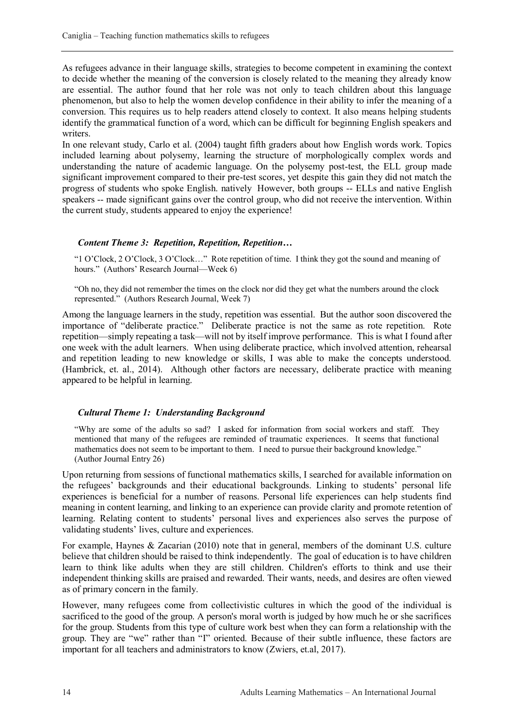As refugees advance in their language skills, strategies to become competent in examining the context to decide whether the meaning of the conversion is closely related to the meaning they already know are essential. The author found that her role was not only to teach children about this language phenomenon, but also to help the women develop confidence in their ability to infer the meaning of a conversion. This requires us to help readers attend closely to context. It also means helping students identify the grammatical function of a word, which can be difficult for beginning English speakers and writers.

In one relevant study, Carlo et al. (2004) taught fifth graders about how English words work. Topics included learning about polysemy, learning the structure of morphologically complex words and understanding the nature of academic language. On the polysemy post-test, the ELL group made significant improvement compared to their pre-test scores, yet despite this gain they did not match the progress of students who spoke English. natively However, both groups -- ELLs and native English speakers -- made significant gains over the control group, who did not receive the intervention. Within the current study, students appeared to enjoy the experience!

### *Content Theme 3: Repetition, Repetition, Repetition…*

> "1 O'Clock, 2 O'Clock, 3 O'Clock…" Rote repetition of time. I think they got the sound and meaning of hours." (Authors' Research Journal—Week 6)

> "Oh no, they did not remember the times on the clock nor did they get what the numbers around the clock represented." (Authors Research Journal, Week 7)

Among the language learners in the study, repetition was essential. But the author soon discovered the importance of "deliberate practice." Deliberate practice is not the same as rote repetition. Rote repetition—simply repeating a task—will not by itself improve performance. This is what I found after one week with the adult learners. When using deliberate practice, which involved attention, rehearsal and repetition leading to new knowledge or skills, I was able to make the concepts understood. (Hambrick, et. al., 2014). Although other factors are necessary, deliberate practice with meaning appeared to be helpful in learning.

### *Cultural Theme 1: Understanding Background*

> "Why are some of the adults so sad? I asked for information from social workers and staff. They mentioned that many of the refugees are reminded of traumatic experiences. It seems that functional mathematics does not seem to be important to them. I need to pursue their background knowledge." (Author Journal Entry 26)

Upon returning from sessions of functional mathematics skills, I searched for available information on the refugees' backgrounds and their educational backgrounds. Linking to students' personal life experiences is beneficial for a number of reasons. Personal life experiences can help students find meaning in content learning, and linking to an experience can provide clarity and promote retention of learning. Relating content to students' personal lives and experiences also serves the purpose of validating students' lives, culture and experiences.

For example, Haynes & Zacarian (2010) note that in general, members of the dominant U.S. culture believe that children should be raised to think independently. The goal of education is to have children learn to think like adults when they are still children. Children's efforts to think and use their independent thinking skills are praised and rewarded. Their wants, needs, and desires are often viewed as of primary concern in the family.

However, many refugees come from collectivistic cultures in which the good of the individual is sacrificed to the good of the group. A person's moral worth is judged by how much he or she sacrifices for the group. Students from this type of culture work best when they can form a relationship with the group. They are "we" rather than "I" oriented. Because of their subtle influence, these factors are important for all teachers and administrators to know (Zwiers, et.al, 2017).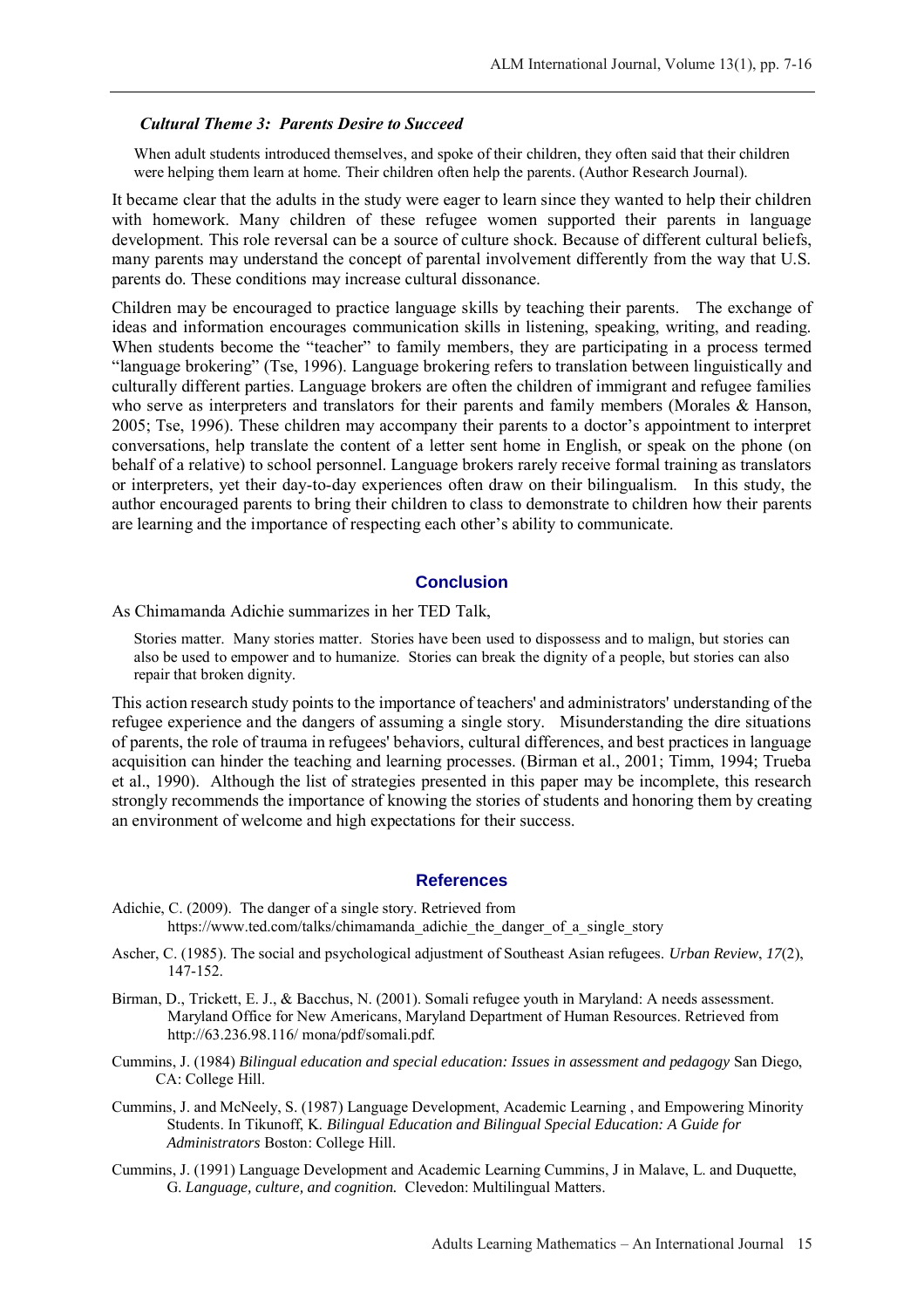### *Cultural Theme 3: Parents Desire to Succeed*

> When adult students introduced themselves, and spoke of their children, they often said that their children were helping them learn at home. Their children often help the parents. (Author Research Journal).

It became clear that the adults in the study were eager to learn since they wanted to help their children with homework. Many children of these refugee women supported their parents in language development. This role reversal can be a source of culture shock. Because of different cultural beliefs, many parents may understand the concept of parental involvement differently from the way that U.S. parents do. These conditions may increase cultural dissonance.

Children may be encouraged to practice language skills by teaching their parents. The exchange of ideas and information encourages communication skills in listening, speaking, writing, and reading. When students become the "teacher" to family members, they are participating in a process termed "language brokering" (Tse, 1996). Language brokering refers to translation between linguistically and culturally different parties. Language brokers are often the children of immigrant and refugee families who serve as interpreters and translators for their parents and family members (Morales & Hanson, 2005; Tse, 1996). These children may accompany their parents to a doctor's appointment to interpret conversations, help translate the content of a letter sent home in English, or speak on the phone (on behalf of a relative) to school personnel. Language brokers rarely receive formal training as translators or interpreters, yet their day-to-day experiences often draw on their bilingualism. In this study, the author encouraged parents to bring their children to class to demonstrate to children how their parents are learning and the importance of respecting each other's ability to communicate.

## Conclusion

As Chimamanda Adichie summarizes in her TED Talk,

> Stories matter. Many stories matter. Stories have been used to dispossess and to malign, but stories can also be used to empower and to humanize. Stories can break the dignity of a people, but stories can also repair that broken dignity.

This action research study points to the importance of teachers' and administrators' understanding of the refugee experience and the dangers of assuming a single story. Misunderstanding the dire situations of parents, the role of trauma in refugees' behaviors, cultural differences, and best practices in language acquisition can hinder the teaching and learning processes. (Birman et al., 2001; Timm, 1994; Trueba et al., 1990). Although the list of strategies presented in this paper may be incomplete, this research strongly recommends the importance of knowing the stories of students and honoring them by creating an environment of welcome and high expectations for their success.

## References

Adichie, C. (2009). The danger of a single story. Retrieved from https://www.ted.com/talks/chimamanda_adichie_the_danger_of_a_single_story

Ascher, C. (1985). The social and psychological adjustment of Southeast Asian refugees. *Urban Review*, *17*(2), 147-152.

Birman, D., Trickett, E. J., & Bacchus, N. (2001). Somali refugee youth in Maryland: A needs assessment. Maryland Office for New Americans, Maryland Department of Human Resources. Retrieved from http://63.236.98.116/ mona/pdf/somali.pdf.

Cummins, J. (1984) *Bilingual education and special education: Issues in assessment and pedagogy* San Diego, CA: College Hill.

Cummins, J. and McNeely, S. (1987) Language Development, Academic Learning , and Empowering Minority Students. In Tikunoff, K. *Bilingual Education and Bilingual Special Education: A Guide for Administrators* Boston: College Hill.

Cummins, J. (1991) Language Development and Academic Learning Cummins, J in Malave, L. and Duquette, G. *Language, culture, and cognition.* Clevedon: Multilingual Matters.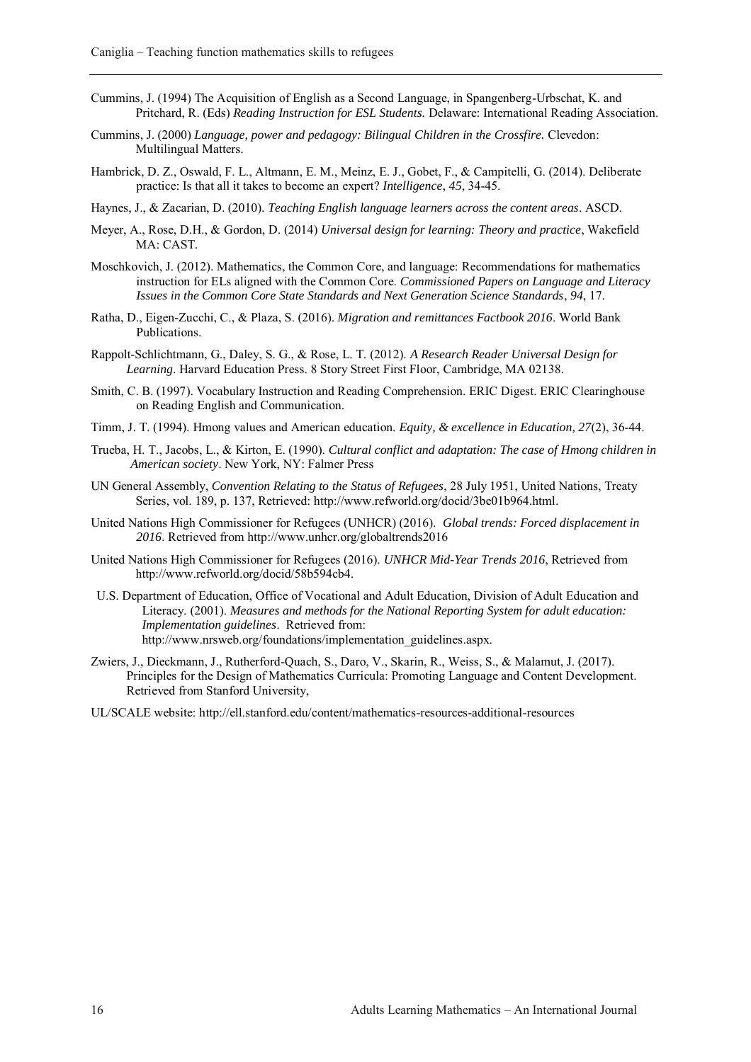Cummins, J. (1994) The Acquisition of English as a Second Language, in Spangenberg-Urbschat, K. and Pritchard, R. (Eds) *Reading Instruction for ESL Students.* Delaware: International Reading Association.

Cummins, J. (2000) *Language, power and pedagogy: Bilingual Children in the Crossfire.* Clevedon: Multilingual Matters.

Hambrick, D. Z., Oswald, F. L., Altmann, E. M., Meinz, E. J., Gobet, F., & Campitelli, G. (2014). Deliberate practice: Is that all it takes to become an expert? *Intelligence*, *45*, 34-45.

Haynes, J., & Zacarian, D. (2010). *Teaching English language learners across the content areas*. ASCD.

Meyer, A., Rose, D.H., & Gordon, D. (2014) *Universal design for learning: Theory and practice*, Wakefield MA: CAST.

Moschkovich, J. (2012). Mathematics, the Common Core, and language: Recommendations for mathematics instruction for ELs aligned with the Common Core. *Commissioned Papers on Language and Literacy Issues in the Common Core State Standards and Next Generation Science Standards*, *94*, 17.

Ratha, D., Eigen-Zucchi, C., & Plaza, S. (2016). *Migration and remittances Factbook 2016*. World Bank Publications.

Rappolt-Schlichtmann, G., Daley, S. G., & Rose, L. T. (2012). *A Research Reader Universal Design for Learning*. Harvard Education Press. 8 Story Street First Floor, Cambridge, MA 02138.

Smith, C. B. (1997). Vocabulary Instruction and Reading Comprehension. ERIC Digest. ERIC Clearinghouse on Reading English and Communication.

Timm, J. T. (1994). Hmong values and American education. *Equity, & excellence in Education, 27*(2), 36-44.

Trueba, H. T., Jacobs, L., & Kirton, E. (1990). *Cultural conflict and adaptation: The case of Hmong children in American society*. New York, NY: Falmer Press

UN General Assembly, *Convention Relating to the Status of Refugees*, 28 July 1951, United Nations, Treaty Series, vol. 189, p. 137, Retrieved: http://www.refworld.org/docid/3be01b964.html.

United Nations High Commissioner for Refugees (UNHCR) (2016). *Global trends: Forced displacement in 2016*. Retrieved from http://www.unhcr.org/globaltrends2016

United Nations High Commissioner for Refugees (2016). *UNHCR Mid-Year Trends 2016*, Retrieved from http://www.refworld.org/docid/58b594cb4.

U.S. Department of Education, Office of Vocational and Adult Education, Division of Adult Education and Literacy. (2001). *Measures and methods for the National Reporting System for adult education: Implementation guidelines*. Retrieved from: http://www.nrsweb.org/foundations/implementation_guidelines.aspx.

Zwiers, J., Dieckmann, J., Rutherford-Quach, S., Daro, V., Skarin, R., Weiss, S., & Malamut, J. (2017). Principles for the Design of Mathematics Curricula: Promoting Language and Content Development. Retrieved from Stanford University,

UL/SCALE website: http://ell.stanford.edu/content/mathematics-resources-additional-resources